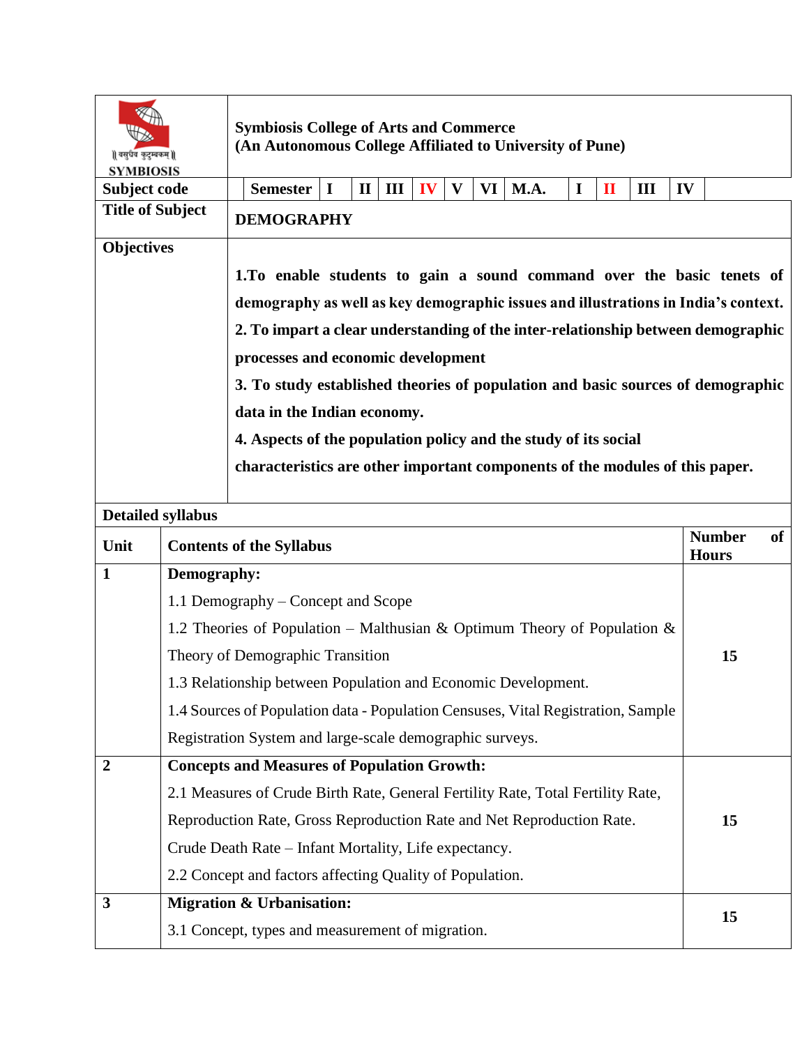| ॥ वसुधैव कुटुम्बकम् ॥ SYMBIOSIS | **Symbiosis College of Arts and Commerce** **(An Autonomous College Affiliated to University of Pune)** |
|---|---|
| **Subject code** | **Semester** I II III **IV** V VI **M.A.** I **II** III IV |
| **Title of Subject** | **DEMOGRAPHY** |
| **Objectives** | **1.To enable students to gain a sound command over the basic tenets of demography as well as key demographic issues and illustrations in India's context.** **2. To impart a clear understanding of the inter-relationship between demographic processes and economic development** **3. To study established theories of population and basic sources of demographic data in the Indian economy.** **4. Aspects of the population policy and the study of its social characteristics are other important components of the modules of this paper.** |

**Detailed syllabus**

| Unit | Contents of the Syllabus | Number of Hours |
|---|---|---|
| **1** | **Demography:** 1.1 Demography – Concept and Scope 1.2 Theories of Population – Malthusian & Optimum Theory of Population & Theory of Demographic Transition 1.3 Relationship between Population and Economic Development. 1.4 Sources of Population data - Population Censuses, Vital Registration, Sample Registration System and large-scale demographic surveys. | **15** |
| **2** | **Concepts and Measures of Population Growth:** 2.1 Measures of Crude Birth Rate, General Fertility Rate, Total Fertility Rate, Reproduction Rate, Gross Reproduction Rate and Net Reproduction Rate. Crude Death Rate – Infant Mortality, Life expectancy. 2.2 Concept and factors affecting Quality of Population. | **15** |
| **3** | **Migration & Urbanisation:** 3.1 Concept, types and measurement of migration. | **15** |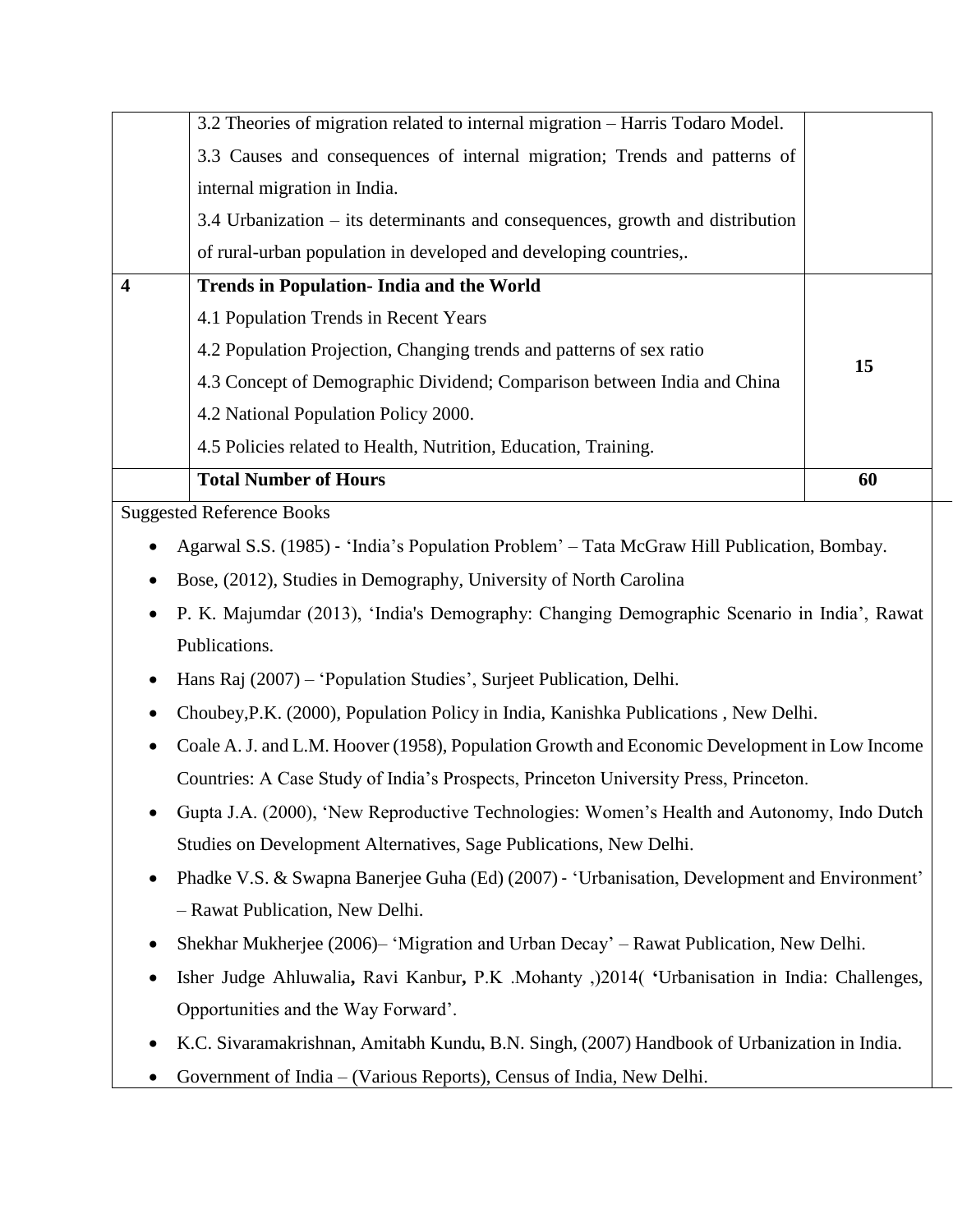| | | |
|---|---|---|
| | 3.2 Theories of migration related to internal migration – Harris Todaro Model.<br>3.3 Causes and consequences of internal migration; Trends and patterns of internal migration in India.<br>3.4 Urbanization – its determinants and consequences, growth and distribution of rural-urban population in developed and developing countries,. | |
| **4** | **Trends in Population- India and the World**<br>4.1 Population Trends in Recent Years<br>4.2 Population Projection, Changing trends and patterns of sex ratio<br>4.3 Concept of Demographic Dividend; Comparison between India and China<br>4.2 National Population Policy 2000.<br>4.5 Policies related to Health, Nutrition, Education, Training. | **15** |
| | **Total Number of Hours** | **60** |

Suggested Reference Books

- Agarwal S.S. (1985) - 'India's Population Problem' – Tata McGraw Hill Publication, Bombay.
- Bose, (2012), Studies in Demography, University of North Carolina
- P. K. Majumdar (2013), 'India's Demography: Changing Demographic Scenario in India', Rawat Publications.
- Hans Raj (2007) – 'Population Studies', Surjeet Publication, Delhi.
- Choubey,P.K. (2000), Population Policy in India, Kanishka Publications , New Delhi.
- Coale A. J. and L.M. Hoover (1958), Population Growth and Economic Development in Low Income Countries: A Case Study of India's Prospects, Princeton University Press, Princeton.
- Gupta J.A. (2000), 'New Reproductive Technologies: Women's Health and Autonomy, Indo Dutch Studies on Development Alternatives, Sage Publications, New Delhi.
- Phadke V.S. & Swapna Banerjee Guha (Ed) (2007) - 'Urbanisation, Development and Environment' – Rawat Publication, New Delhi.
- Shekhar Mukherjee (2006)– 'Migration and Urban Decay' – Rawat Publication, New Delhi.
- Isher Judge Ahluwalia**,** Ravi Kanbur**,** P.K .Mohanty ,)2014( **'**Urbanisation in India: Challenges, Opportunities and the Way Forward'.
- K.C. Sivaramakrishnan, Amitabh Kundu, B.N. Singh, (2007) Handbook of Urbanization in India.
- Government of India – (Various Reports), Census of India, New Delhi.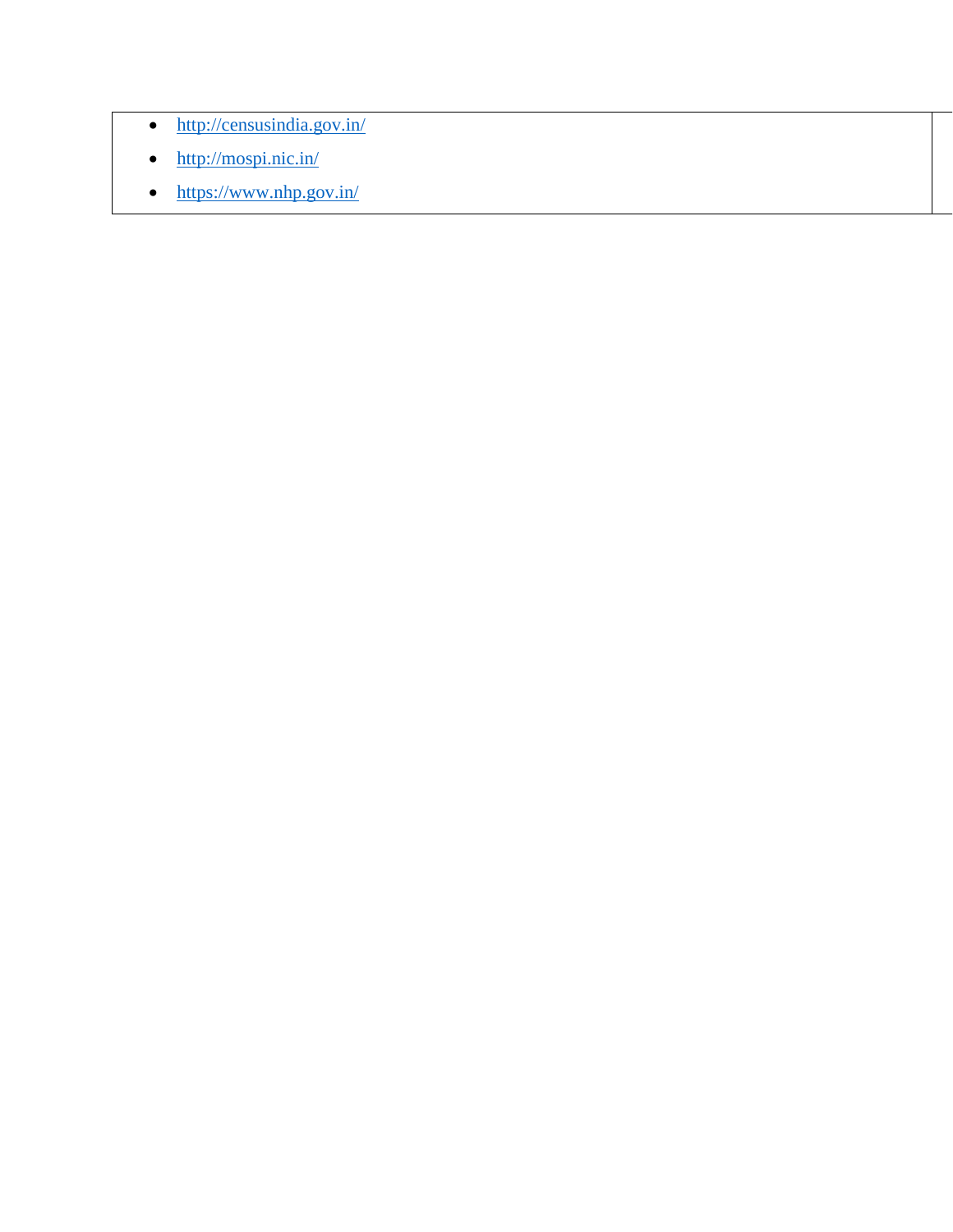- http://censusindia.gov.in/
- http://mospi.nic.in/
- https://www.nhp.gov.in/